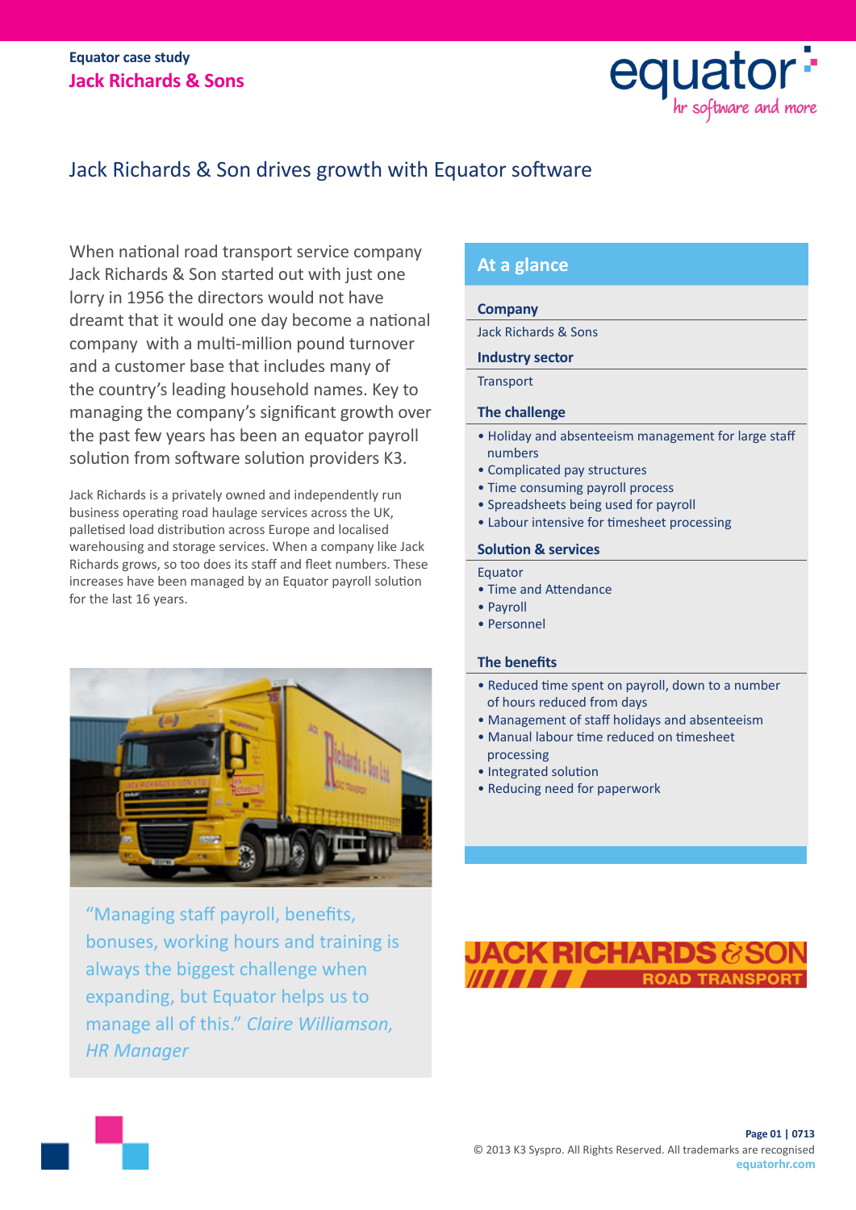Equator case study

**Jack Richards & Sons**

# Jack Richards & Son drives growth with Equator software

When national road transport service company Jack Richards & Son started out with just one lorry in 1956 the directors would not have dreamt that it would one day become a national company with a multi-million pound turnover and a customer base that includes many of the country's leading household names. Key to managing the company's significant growth over the past few years has been an equator payroll solution from software solution providers K3.

Jack Richards is a privately owned and independently run business operating road haulage services across the UK, palletised load distribution across Europe and localised warehousing and storage services. When a company like Jack Richards grows, so too does its staff and fleet numbers. These increases have been managed by an Equator payroll solution for the last 16 years.

"Managing staff payroll, benefits, bonuses, working hours and training is always the biggest challenge when expanding, but Equator helps us to manage all of this." *Claire Williamson, HR Manager*

## At a glance

**Company**

Jack Richards & Sons

**Industry sector**

Transport

**The challenge**

- Holiday and absenteeism management for large staff numbers
- Complicated pay structures
- Time consuming payroll process
- Spreadsheets being used for payroll
- Labour intensive for timesheet processing

**Solution & services**

Equator

- Time and Attendance
- Payroll
- Personnel

**The benefits**

- Reduced time spent on payroll, down to a number of hours reduced from days
- Management of staff holidays and absenteeism
- Manual labour time reduced on timesheet processing
- Integrated solution
- Reducing need for paperwork

© 2013 K3 Syspro. All Rights Reserved. All trademarks are recognised
equatorhr.com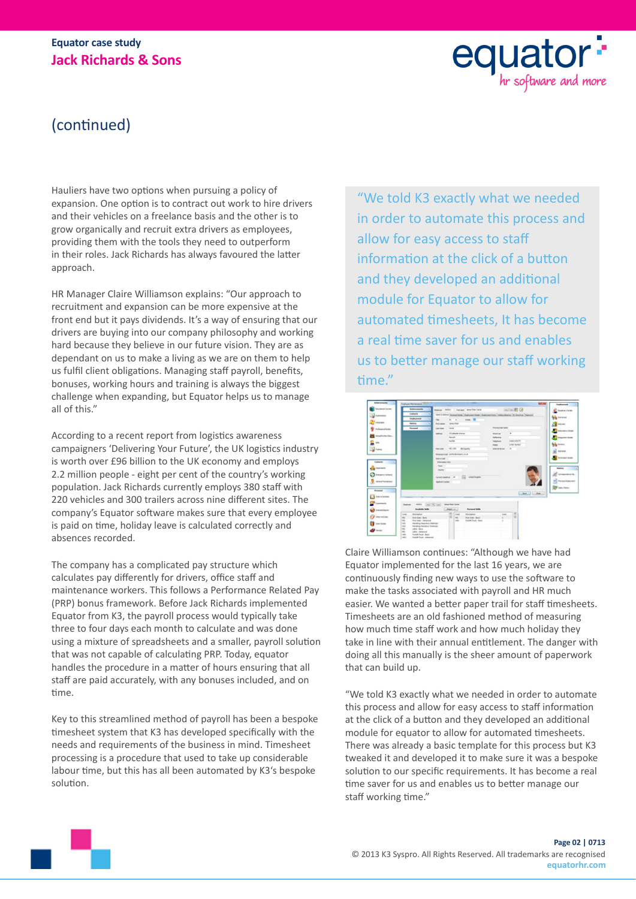Equator case study

# Jack Richards & Sons

## (continued)

Hauliers have two options when pursuing a policy of expansion. One option is to contract out work to hire drivers and their vehicles on a freelance basis and the other is to grow organically and recruit extra drivers as employees, providing them with the tools they need to outperform in their roles. Jack Richards has always favoured the latter approach.

HR Manager Claire Williamson explains: "Our approach to recruitment and expansion can be more expensive at the front end but it pays dividends. It's a way of ensuring that our drivers are buying into our company philosophy and working hard because they believe in our future vision. They are as dependant on us to make a living as we are on them to help us fulfil client obligations. Managing staff payroll, benefits, bonuses, working hours and training is always the biggest challenge when expanding, but Equator helps us to manage all of this."

According to a recent report from logistics awareness campaigners 'Delivering Your Future', the UK logistics industry is worth over £96 billion to the UK economy and employs 2.2 million people - eight per cent of the country's working population. Jack Richards currently employs 380 staff with 220 vehicles and 300 trailers across nine different sites. The company's Equator software makes sure that every employee is paid on time, holiday leave is calculated correctly and absences recorded.

The company has a complicated pay structure which calculates pay differently for drivers, office staff and maintenance workers. This follows a Performance Related Pay (PRP) bonus framework. Before Jack Richards implemented Equator from K3, the payroll process would typically take three to four days each month to calculate and was done using a mixture of spreadsheets and a smaller, payroll solution that was not capable of calculating PRP. Today, equator handles the procedure in a matter of hours ensuring that all staff are paid accurately, with any bonuses included, and on time.

Key to this streamlined method of payroll has been a bespoke timesheet system that K3 has developed specifically with the needs and requirements of the business in mind. Timesheet processing is a procedure that used to take up considerable labour time, but this has all been automated by K3's bespoke solution.

> "We told K3 exactly what we needed in order to automate this process and allow for easy access to staff information at the click of a button and they developed an additional module for Equator to allow for automated timesheets, It has become a real time saver for us and enables us to better manage our staff working time."

Claire Williamson continues: "Although we have had Equator implemented for the last 16 years, we are continuously finding new ways to use the software to make the tasks associated with payroll and HR much easier. We wanted a better paper trail for staff timesheets. Timesheets are an old fashioned method of measuring how much time staff work and how much holiday they take in line with their annual entitlement. The danger with doing all this manually is the sheer amount of paperwork that can build up.

"We told K3 exactly what we needed in order to automate this process and allow for easy access to staff information at the click of a button and they developed an additional module for equator to allow for automated timesheets. There was already a basic template for this process but K3 tweaked it and developed it to make sure it was a bespoke solution to our specific requirements. It has become a real time saver for us and enables us to better manage our staff working time."

© 2013 K3 Syspro. All Rights Reserved. All trademarks are recognised
equatorhr.com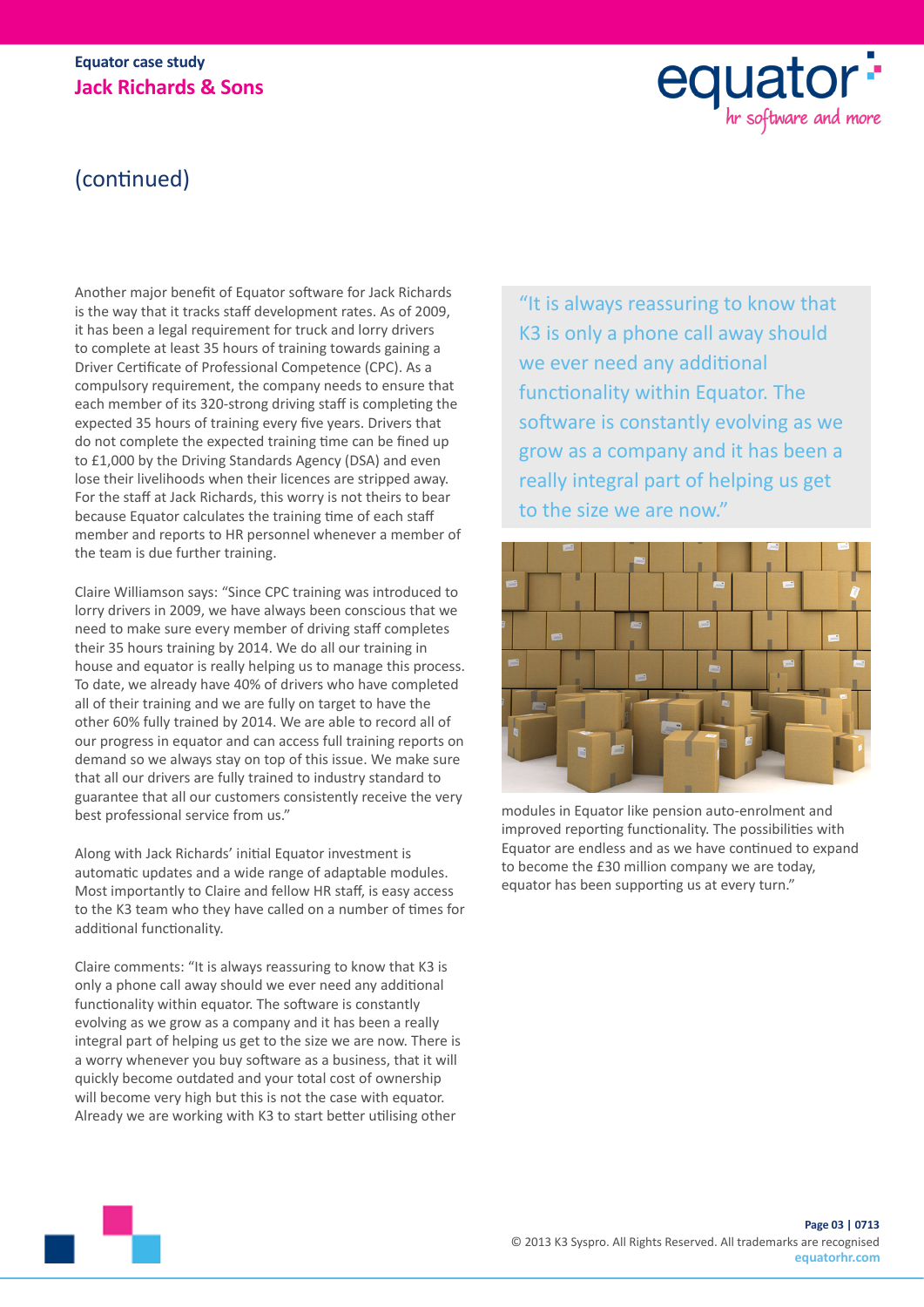## (continued)

Another major benefit of Equator software for Jack Richards is the way that it tracks staff development rates. As of 2009, it has been a legal requirement for truck and lorry drivers to complete at least 35 hours of training towards gaining a Driver Certificate of Professional Competence (CPC). As a compulsory requirement, the company needs to ensure that each member of its 320-strong driving staff is completing the expected 35 hours of training every five years. Drivers that do not complete the expected training time can be fined up to £1,000 by the Driving Standards Agency (DSA) and even lose their livelihoods when their licences are stripped away. For the staff at Jack Richards, this worry is not theirs to bear because Equator calculates the training time of each staff member and reports to HR personnel whenever a member of the team is due further training.

Claire Williamson says: “Since CPC training was introduced to lorry drivers in 2009, we have always been conscious that we need to make sure every member of driving staff completes their 35 hours training by 2014. We do all our training in house and equator is really helping us to manage this process. To date, we already have 40% of drivers who have completed all of their training and we are fully on target to have the other 60% fully trained by 2014. We are able to record all of our progress in equator and can access full training reports on demand so we always stay on top of this issue. We make sure that all our drivers are fully trained to industry standard to guarantee that all our customers consistently receive the very best professional service from us.”

Along with Jack Richards’ initial Equator investment is automatic updates and a wide range of adaptable modules. Most importantly to Claire and fellow HR staff, is easy access to the K3 team who they have called on a number of times for additional functionality.

Claire comments: “It is always reassuring to know that K3 is only a phone call away should we ever need any additional functionality within equator. The software is constantly evolving as we grow as a company and it has been a really integral part of helping us get to the size we are now. There is a worry whenever you buy software as a business, that it will quickly become outdated and your total cost of ownership will become very high but this is not the case with equator. Already we are working with K3 to start better utilising other modules in Equator like pension auto-enrolment and improved reporting functionality. The possibilities with Equator are endless and as we have continued to expand to become the £30 million company we are today, equator has been supporting us at every turn.”

> “It is always reassuring to know that K3 is only a phone call away should we ever need any additional functionality within Equator. The software is constantly evolving as we grow as a company and it has been a really integral part of helping us get to the size we are now.”

© 2013 K3 Syspro. All Rights Reserved. All trademarks are recognised
equatorhr.com